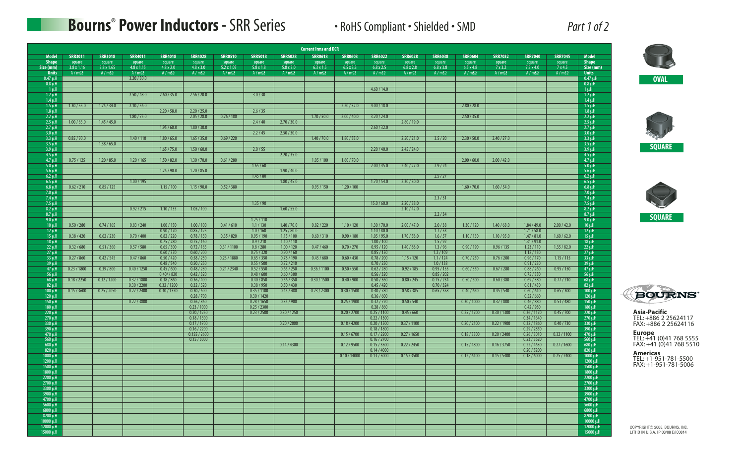# Bourns® Power Inductors - SRR Series

• RoHS Compliant • Shielded • SMD

*Part 1 of 2*

| | | | | | | | | Current Irms and DCR | | | | | | | | | | |
|---|---|---|---|---|---|---|---|---|---|---|---|---|---|---|---|---|---|---|
| **Model** | **SRR3011** | **SRR3018** | **SRR4011** | **SRR4018** | **SRR4028** | **SRR0510** | **SRR5018** | **SRR5028** | **SRR0618** | **SRR0603** | **SRR6022** | **SRR6028** | **SRR6038** | **SRR0604** | **SRR7032** | **SRR7040** | **SRR7045** | **Model** |
| **Shape** | square | square | square | square | square | square | square | square | square | square | square | square | square | square | square | square | square | **Shape** |
| **Size (mm)** | 3.8 x 1.16 | 3.8 x 1.65 | 4.8 x 1.15 | 4.8 x 2.0 | 4.8 x 3.0 | 5.2 x 1.05 | 5.8 x 1.8 | 5.8 x 3.0 | 6.3 x 1.5 | 6.5 x 3.3 | 6.8 x 2.5 | 6.8 x 2.8 | 6.8 x 3.8 | 6.5 x 4.8 | 7 x 3.2 | 7.3 x 4.0 | 7 x 4.5 | **Size (mm)** |
| **Units** | A / mΩ | A / mΩ | A / mΩ | A / mΩ | A / mΩ | A / mΩ | A / mΩ | A / mΩ | A / mΩ | A / mΩ | A / mΩ | A / mΩ | A / mΩ | A / mΩ | A / mΩ | A / mΩ | A / mΩ | **Units** |
| 0.47 µH | | | 3.20 / 30.0 | | | | | | | | | | | | | | | 0.47 µH |
| 0.8 µH | | | | | | | | | | | | | | | | | | 0.8 µH |
| 1 µH | | | | | | | | | | | 4.60 / 14.0 | | | | | | | 1 µH |
| 1.2 µH | | | 2.50 / 48.0 | 2.60 / 35.0 | 2.56 / 20.0 | | 3.0 / 30 | | | | | | | | | | | 1.2 µH |
| 1.4 µH | | | | | | | | | | | | | | | | | | 1.4 µH |
| 1.5 µH | 1.30 / 55.0 | 1.75 / 34.0 | 2.10 / 56.0 | | | | | | | 2.20 / 32.0 | 4.00 / 18.0 | | | 2.80 / 28.0 | | | | 1.5 µH |
| 1.8 µH | | | | 2.20 / 58.0 | 2.20 / 25.0 | | 2.6 / 35 | | | | | | | | | | | 1.8 µH |
| 2.2 µH | | | 1.80 / 75.0 | | 2.05 / 28.0 | 0.76 / 180 | | | 1.70 / 50.0 | 2.00 / 40.0 | 3.20 / 24.0 | | | 2.50 / 35.0 | | | | 2.2 µH |
| 2.5 µH | 1.00 / 85.0 | 1.45 / 45.0 | | | | | 2.4 / 40 | 2.70 / 30.0 | | | | 2.80 / 19.0 | | | | | | 2.5 µH |
| 2.7 µH | | | | 1.95 / 60.0 | 1.80 / 30.0 | | | | | | 2.60 / 32.0 | | | | | | | 2.7 µH |
| 3.0 µH | | | | | | | 2.2 / 45 | 2.50 / 30.0 | | | | | | | | | | 3.0 µH |
| 3.3 µH | 0.85 / 90.0 | | 1.40 / 110 | 1.80 / 65.0 | 1.65 / 35.0 | 0.69 / 220 | | | 1.40 / 70.0 | 1.80 / 55.0 | | 2.50 / 21.0 | 3.5 / 20 | 2.30 / 50.0 | 2.40 / 27.0 | | | 3.3 µH |
| 3.5 µH | | 1.38 / 65.0 | | | | | | | | | | | | | | | | 3.5 µH |
| 3.9 µH | | | | 1.65 / 75.0 | 1.50 / 60.0 | | 2.0 / 55 | | | | 2.20 / 40.0 | 2.45 / 24.0 | | | | | | 3.9 µH |
| 4.5 µH | | | | | | | | 2.20 / 35.0 | | | | | | | | | | 4.5 µH |
| 4.7 µH | 0.75 / 125 | 1.20 / 85.0 | 1.20 / 165 | 1.50 / 82.0 | 1.30 / 70.0 | 0.61 / 280 | | | 1.05 / 100 | 1.60 / 70.0 | | | | 2.00 / 60.0 | 2.00 / 42.0 | | | 4.7 µH |
| 5.0 µH | | | | | | | 1.65 / 60 | | | | 2.00 / 45.0 | 2.40 / 27.0 | 2.9 / 24 | | | | | 5.0 µH |
| 5.6 µH | | | | 1.25 / 90.0 | 1.20 / 85.0 | | | 1.90 / 40.0 | | | | | | | | | | 5.6 µH |
| 6.2 µH | | | | | | | 1.45 / 80 | | | | | | 2.5 / 27 | | | | | 6.2 µH |
| 6.5 µH | | | 1.00 / 195 | | | | | 1.80 / 45.0 | | | 1.70 / 54.0 | 2.30 / 30.0 | | | | | | 6.5 µH |
| 6.8 µH | 0.62 / 210 | 0.85 / 125 | | 1.15 / 100 | 1.15 / 90.0 | 0.52 / 380 | | | 0.95 / 150 | 1.20 / 100 | | | | 1.60 / 70.0 | 1.60 / 54.0 | | | 6.8 µH |
| 7.0 µH | | | | | | | | | | | | | | | | | | 7.0 µH |
| 7.4 µH | | | | | | | | | | | | | 2.3 / 31 | | | | | 7.4 µH |
| 7.5 µH | | | | | | | 1.35 / 90 | | | | 15.0 / 60.0 | 2.20 / 38.0 | | | | | | 7.5 µH |
| 8.2 µH | | | 0.92 / 215 | 1.10 / 135 | 1.05 / 100 | | | 1.60 / 55.0 | | | | 2.10 / 42.0 | | | | | | 8.2 µH |
| 8.7 µH | | | | | | | | | | | | | 2.2 / 34 | | | | | 8.7 µH |
| 9.0 µH | | | | | | | 1.25 / 110 | | | | | | | | | | | 9.0 µH |
| 10 µH | 0.50 / 280 | 0.74 / 165 | 0.83 / 240 | 1.00 / 150 | 1.00 / 100 | 0.41 / 610 | 1.1 / 130 | 1.40 / 70.0 | 0.82 / 220 | 1.10 / 120 | 1.30 / 70.0 | 2.00 / 47.0 | 2.0 / 38 | 1.30 / 120 | 1.40 / 68.0 | 1.84 / 49.0 | 2.00 / 42.0 | 10 µH |
| 12 µH | | | | 0.90 / 170 | 0.85 / 125 | | 1.0 / 160 | 1.25 / 80.0 | | | 1.10 / 80.0 | | 1.7 / 53 | | | 1.71 / 58.0 | | 12 µH |
| 15 µH | 0.38 / 420 | 0.62 / 230 | 0.70 / 400 | 0.82 / 220 | 0.78 / 150 | 0.35 / 820 | 0.95 / 190 | 1.15 / 100 | 0.60 / 310 | 0.90 / 180 | 1.05 / 95.0 | 1.70 / 58.0 | 1.6 / 57 | 1.10 / 130 | 1.10 / 95.0 | 1.47 / 81.0 | 1.60 / 62.0 | 15 µH |
| 18 µH | | | | 0.75 / 280 | 0.75 / 160 | | 0.9 / 210 | 1.10 / 110 | | | 1.00 / 100 | | 1.5 / 92 | | | 1.31 / 91.0 | | 18 µH |
| 22 µH | 0.32 / 680 | 0.51 / 360 | 0.57 / 580 | 0.65 / 300 | 0.72 / 185 | 0.31 / 1100 | 0.8 / 280 | 1.00 / 120 | 0.47 / 460 | 0.70 / 270 | 0.95 / 120 | 1.40 / 88.0 | 1.3 / 96 | 0.90 / 190 | 0.96 / 135 | 1.23 / 110 | 1.35 / 82.0 | 22 µH |
| 27 µH | | | | 0.60 / 370 | 0.60 / 200 | | 0.75 / 320 | 0.90 / 160 | | | 0.85 / 150 | | 1.2 / 109 | | | 1.12 / 150 | | 27 µH |
| 33 µH | 0.27 / 860 | 0.42 / 545 | 0.47 / 860 | 0.50 / 420 | 0.58 / 230 | 0.23 / 1880 | 0.65 / 350 | 0.78 / 190 | 0.43 / 680 | 0.60 / 430 | 0.78 / 200 | 1.15 / 120 | 1.1 / 124 | 0.70 / 250 | 0.76 / 200 | 0.96 / 170 | 1.15 / 115 | 33 µH |
| 39 µH | | | | 0.48 / 540 | 0.50 / 250 | | 0.55 / 500 | 0.72 / 210 | | | 0.70 / 250 | | 1.0 / 138 | | | 0.91 / 230 | | 39 µH |
| 47 µH | 0.23 / 1800 | 0.39 / 800 | 0.40 / 1250 | 0.45 / 600 | 0.48 / 280 | 0.21 / 2340 | 0.52 / 550 | 0.65 / 250 | 0.36 / 1100 | 0.50 / 550 | 0.62 / 280 | 0.92 / 185 | 0.95 / 155 | 0.60 / 350 | 0.67 / 280 | 0.88 / 260 | 0.95 / 150 | 47 µH |
| 56 µH | | | | 0.40 / 820 | 0.42 / 320 | | 0.48 / 600 | 0.60 / 300 | | | 0.56 / 320 | | 0.85 / 202 | | | 0.75 / 350 | | 56 µH |
| 68 µH | 0.18 / 2250 | 0.32 / 1200 | 0.32 / 1800 | 0.38 / 860 | 0.36 / 400 | | 0.40 / 850 | 0.56 / 350 | 0.30 / 1500 | 0.40 / 900 | 0.50 / 360 | 0.80 / 245 | 0.75 / 234 | 0.50 / 500 | 0.60 / 380 | 0.69 / 380 | 0.77 / 210 | 68 µH |
| 82 µH | | | 0.30 / 2200 | 0.32 / 1200 | 0.32 / 520 | | 0.38 / 950 | 0.50 / 430 | | | 0.45 / 420 | | 0.70 / 324 | | | 0.61 / 430 | | 82 µH |
| 100 µH | 0.15 / 3600 | 0.25 / 2050 | 0.27 / 2400 | 0.30 / 1350 | 0.30 / 600 | | 0.35 / 1100 | 0.45 / 480 | 0.23 / 2300 | 0.30 / 1500 | 0.40 / 780 | 0.58 / 385 | 0.65 / 358 | 0.40 / 650 | 0.45 / 540 | 0.60 / 610 | 0.65 / 300 | 100 µH |
| 120 µH | | | | | 0.28 / 700 | | 0.30 / 1420 | | | | 0.36 / 600 | | | | | 0.52 / 660 | | 120 µH |
| 150 µH | | | 0.22 / 3800 | | 0.26 / 860 | | 0.28 / 1650 | 0.35 / 900 | | 0.25 / 1900 | 0.32 / 720 | 0.50 / 540 | | 0.30 / 1000 | 0.37 / 800 | 0.46 / 880 | 0.53 / 480 | 150 µH |
| 180 µH | | | | | 0.23 / 1000 | | 0.25 / 2300 | | | | 0.28 / 860 | | | | | 0.42 / 980 | | 180 µH |
| 220 µH | | | | | 0.20 / 1250 | | 0.23 / 2500 | 0.30 / 1250 | | 0.20 / 2700 | 0.25 / 1100 | 0.45 / 660 | | 0.25 / 1700 | 0.30 / 1300 | 0.36 / 1170 | 0.45 / 700 | 220 µH |
| 270 µH | | | | | 0.18 / 1500 | | | | | | 0.22 / 1300 | | | | | 0.34 / 1640 | | 270 µH |
| 330 µH | | | | | 0.17 / 1700 | | | 0.20 / 2000 | | 0.18 / 4200 | 0.20 / 1500 | 0.37 / 1100 | | 0.20 / 2100 | 0.22 / 1900 | 0.32 / 1860 | 0.40 / 730 | 330 µH |
| 390 µH | | | | | 0.16 / 2200 | | | | | | 0.18 / 1800 | | | | | 0.29 / 2850 | | 390 µH |
| 470 µH | | | | | 0.155 / 2600 | | | | | 0.15 / 6700 | 0.17 / 2200 | 0.27 / 1650 | | 0.18 / 3300 | 0.20 / 2400 | 0.26 / 3010 | 0.32 / 1100 | 470 µH |
| 560 µH | | | | | 0.15 / 3000 | | | | | | 0.16 / 2700 | | | | | 0.23 / 3620 | | 560 µH |
| 680 µH | | | | | | | | 0.14 / 4300 | | 0.12 / 9500 | 0.15 / 3500 | 0.22 / 2450 | | 0.15 / 4800 | 0.16 / 3750 | 0.22 / 4630 | 0.27 / 1600 | 680 µH |
| 820 µH | | | | | | | | | | | 0.14 / 4000 | | | | | 0.20 / 5200 | | 820 µH |
| 1000 µH | | | | | | | | | | 0.10 / 14000 | 0.13 / 5000 | 0.15 / 3500 | | 0.12 / 6100 | 0.15 / 5400 | 0.18 / 6000 | 0.25 / 2400 | 1000 µH |
| 1200 µH | | | | | | | | | | | | | | | | | | 1200 µH |
| 1500 µH | | | | | | | | | | | | | | | | | | 1500 µH |
| 1800 µH | | | | | | | | | | | | | | | | | | 1800 µH |
| 2200 µH | | | | | | | | | | | | | | | | | | 2200 µH |
| 2700 µH | | | | | | | | | | | | | | | | | | 2700 µH |
| 3300 µH | | | | | | | | | | | | | | | | | | 3300 µH |
| 3900 µH | | | | | | | | | | | | | | | | | | 3900 µH |
| 4700 µH | | | | | | | | | | | | | | | | | | 4700 µH |
| 5600 µH | | | | | | | | | | | | | | | | | | 5600 µH |
| 6800 µH | | | | | | | | | | | | | | | | | | 6800 µH |
| 8200 µH | | | | | | | | | | | | | | | | | | 8200 µH |
| 10000 µH | | | | | | | | | | | | | | | | | | 10000 µH |
| 12000 µH | | | | | | | | | | | | | | | | | | 12000 µH |
| 15000 µH | | | | | | | | | | | | | | | | | | 15000 µH |

**OVAL**

**SQUARE**

**SQUARE**

BOURNS®

**Asia-Pacific**
TEL: +886 2 25624117
FAX: +886 2 25624116

**Europe**
TEL: +41 (0)41 768 5555
FAX: +41 (0)41 768 5510

**Americas**
TEL: +1-951-781-5500
FAX: +1-951-781-5006

COPYRIGHT© 2008, BOURNS, INC.
LITHO IN U.S.A. IP 03/08 E/IC0814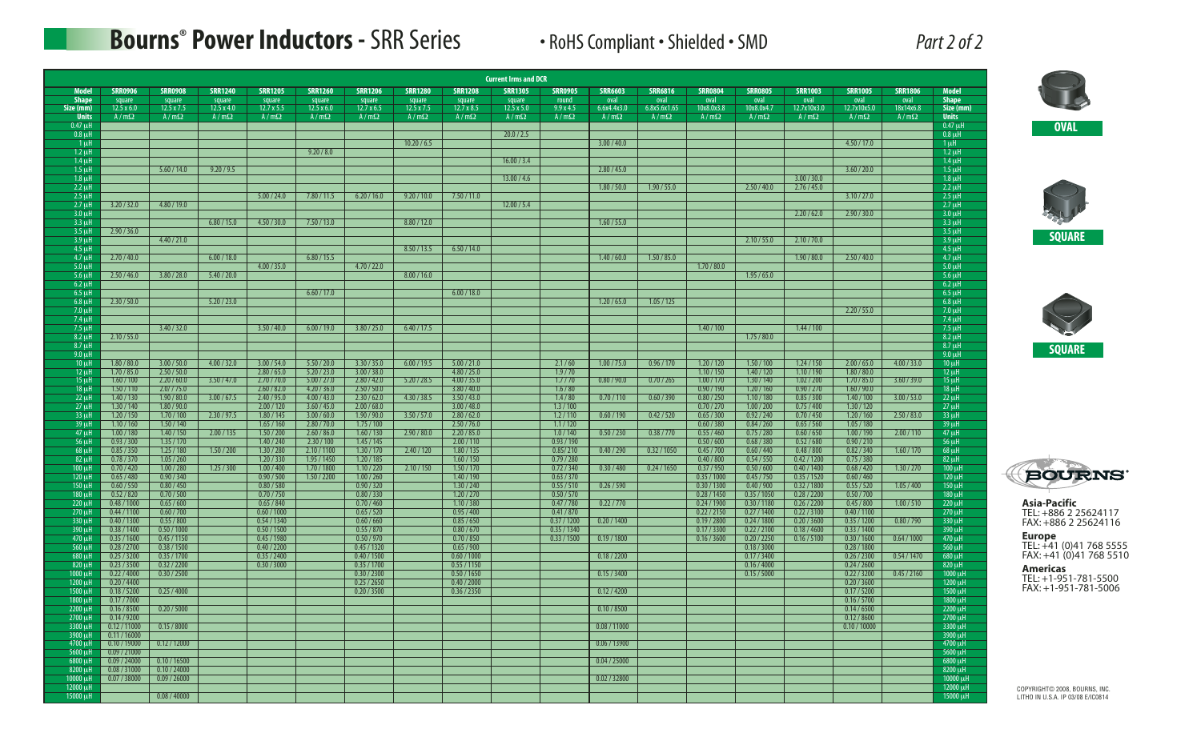# Bourns® Power Inductors - SRR Series

• RoHS Compliant • Shielded • SMD

*Part 2 of 2*

**Current Irms and DCR**

| Model | SRR0906 | SRR0908 | SRR1240 | SRR1205 | SRR1260 | SRR1206 | SRR1280 | SRR1208 | SRR1305 | SRR0905 | SRR6603 | SRR6816 | SRR0804 | SRR0805 | SRR1003 | SRR1005 | SRR1806 |
|---|---|---|---|---|---|---|---|---|---|---|---|---|---|---|---|---|---|
| Shape | square | square | square | square | square | square | square | square | square | round | oval | oval | oval | oval | oval | oval | oval |
| Size (mm) | 12.5 x 6.0 | 12.5 x 7.5 | 12.5 x 4.0 | 12.7 x 5.5 | 12.5 x 6.0 | 12.7 x 6.5 | 12.5 x 7.5 | 12.7 x 8.5 | 12.5 x 5.0 | 9.9 x 4.5 | 6.6x4.4x3.0 | 6.8x5.6x1.65 | 10x8.0x3.8 | 10x8.0x4.7 | 12.7x10x3.0 | 12.7x10x5.0 | 18x14x6.8 |
| Units | A / mΩ | A / mΩ | A / mΩ | A / mΩ | A / mΩ | A / mΩ | A / mΩ | A / mΩ | A / mΩ | A / mΩ | A / mΩ | A / mΩ | A / mΩ | A / mΩ | A / mΩ | A / mΩ | A / mΩ |
| 0.47 µH | | | | | | | | | | | | | | | | | |
| 0.8 µH | | | | | | | | | 20.0 / 2.5 | | | | | | | | |
| 1 µH | | | | | | | 10.20 / 6.5 | | | | 3.00 / 40.0 | | | | | 4.50 / 17.0 | |
| 1.2 µH | | | | | 9.20 / 8.0 | | | | | | | | | | | | |
| 1.4 µH | | | | | | | | | 16.00 / 3.4 | | | | | | | | |
| 1.5 µH | | 5.60 / 14.0 | 9.20 / 9.5 | | | | | | | | 2.80 / 45.0 | | | | | 3.60 / 20.0 | |
| 1.8 µH | | | | | | | | | 13.00 / 4.6 | | | | | | 3.00 / 30.0 | | |
| 2.2 µH | | | | | | | | | | | 1.80 / 50.0 | 1.90 / 55.0 | | 2.50 / 40.0 | 2.76 / 45.0 | | |
| 2.5 µH | | | | 5.00 / 24.0 | 7.80 / 11.5 | 6.20 / 16.0 | 9.20 / 10.0 | 7.50 / 11.0 | | | | | | | | 3.10 / 27.0 | |
| 2.7 µH | 3.20 / 32.0 | 4.80 / 19.0 | | | | | | | 12.00 / 5.4 | | | | | | | | |
| 3.0 µH | | | | | | | | | | | | | | | 2.20 / 62.0 | 2.90 / 30.0 | |
| 3.3 µH | | | 6.80 / 15.0 | 4.50 / 30.0 | 7.50 / 13.0 | | 8.80 / 12.0 | | | | 1.60 / 55.0 | | | | | | |
| 3.5 µH | 2.90 / 36.0 | | | | | | | | | | | | | | | | |
| 3.9 µH | | 4.40 / 21.0 | | | | | | | | | | | | 2.10 / 55.0 | 2.10 / 70.0 | | |
| 4.5 µH | | | | | | | 8.50 / 13.5 | 6.50 / 14.0 | | | | | | | | | |
| 4.7 µH | 2.70 / 40.0 | | 6.00 / 18.0 | | 6.80 / 15.5 | | | | | | 1.40 / 60.0 | 1.50 / 85.0 | | | 1.90 / 80.0 | 2.50 / 40.0 | |
| 5.0 µH | | | | 4.00 / 35.0 | | 4.70 / 22.0 | | | | | | | 1.70 / 80.0 | | | | |
| 5.6 µH | 2.50 / 46.0 | 3.80 / 28.0 | 5.40 / 20.0 | | | | 8.00 / 16.0 | | | | | | | 1.95 / 65.0 | | | |
| 6.2 µH | | | | | | | | | | | | | | | | | |
| 6.5 µH | | | | | 6.60 / 17.0 | | | 6.00 / 18.0 | | | | | | | | | |
| 6.8 µH | 2.30 / 50.0 | | 5.20 / 23.0 | | | | | | | | 1.20 / 65.0 | 1.05 / 125 | | | | | |
| 7.0 µH | | | | | | | | | | | | | | | | 2.20 / 55.0 | |
| 7.4 µH | | | | | | | | | | | | | | | | | |
| 7.5 µH | | 3.40 / 32.0 | | 3.50 / 40.0 | 6.00 / 19.0 | 3.80 / 25.0 | 6.40 / 17.5 | | | | | | 1.40 / 100 | | 1.44 / 100 | | |
| 8.2 µH | 2.10 / 55.0 | | | | | | | | | | | | | 1.75 / 80.0 | | | |
| 8.7 µH | | | | | | | | | | | | | | | | | |
| 9.0 µH | | | | | | | | | | | | | | | | | |
| 10 µH | 1.80 / 80.0 | 3.00 / 50.0 | 4.00 / 32.0 | 3.00 / 54.0 | 5.50 / 20.0 | 3.30 / 35.0 | 6.00 / 19.5 | 5.00 / 21.0 | | 2.1 / 60 | 1.00 / 75.0 | 0.96 / 170 | 1.20 / 120 | 1.50 / 100 | 1.24 / 150 | 2.00 / 65.0 | 4.00 / 33.0 |
| 12 µH | 1.70 / 85.0 | 2.50 / 50.0 | | 2.80 / 65.0 | 5.20 / 23.0 | 3.00 / 38.0 | | 4.80 / 25.0 | | 1.9 / 70 | | | 1.10 / 150 | 1.40 / 120 | 1.10 / 190 | 1.80 / 80.0 | |
| 15 µH | 1.60 / 100 | 2.20 / 60.0 | 3.50 / 47.0 | 2.70 / 70.0 | 5.00 / 27.0 | 2.80 / 42.0 | 5.20 / 28.5 | 4.00 / 35.0 | | 1.7 / 70 | 0.80 / 90.0 | 0.70 / 265 | 1.00 / 170 | 1.30 / 140 | 1.02 / 200 | 1.70 / 85.0 | 3.60 / 39.0 |
| 18 µH | 1.50 / 110 | 2.0 / 75.0 | | 2.60 / 82.0 | 4.20 / 36.0 | 2.50 / 50.0 | | 3.80 / 40.0 | | 1.6 / 80 | | | 0.90 / 190 | 1.20 / 160 | 0.90 / 270 | 1.60 / 90.0 | |
| 22 µH | 1.40 / 130 | 1.90 / 80.0 | 3.00 / 67.5 | 2.40 / 95.0 | 4.00 / 43.0 | 2.30 / 62.0 | 4.30 / 38.5 | 3.50 / 43.0 | | 1.4 / 80 | 0.70 / 110 | 0.60 / 390 | 0.80 / 250 | 1.10 / 180 | 0.85 / 300 | 1.40 / 100 | 3.00 / 53.0 |
| 27 µH | 1.30 / 140 | 1.80 / 90.0 | | 2.00 / 120 | 3.60 / 45.0 | 2.00 / 68.0 | | 3.00 / 48.0 | | 1.3 / 100 | | | 0.70 / 270 | 1.00 / 200 | 0.75 / 400 | 1.30 / 120 | |
| 33 µH | 1.20 / 150 | 1.70 / 100 | 2.30 / 97.5 | 1.80 / 145 | 3.00 / 60.0 | 1.90 / 90.0 | 3.50 / 57.0 | 2.80 / 62.0 | | 1.2 / 110 | 0.60 / 190 | 0.42 / 520 | 0.65 / 300 | 0.92 / 240 | 0.70 / 450 | 1.20 / 160 | 2.50 / 83.0 |
| 39 µH | 1.10 / 160 | 1.50 / 140 | | 1.65 / 160 | 2.80 / 70.0 | 1.75 / 100 | | 2.50 / 76.0 | | 1.1 / 120 | | | 0.60 / 380 | 0.84 / 260 | 0.65 / 560 | 1.05 / 180 | |
| 47 µH | 1.00 / 180 | 1.40 / 150 | 2.00 / 135 | 1.50 / 200 | 2.60 / 86.0 | 1.60 / 130 | 2.90 / 80.0 | 2.20 / 85.0 | | 1.0 / 140 | 0.50 / 230 | 0.38 / 770 | 0.55 / 460 | 0.75 / 280 | 0.60 / 650 | 1.00 / 190 | 2.00 / 110 |
| 56 µH | 0.93 / 300 | 1.35 / 170 | | 1.40 / 240 | 2.30 / 100 | 1.45 / 145 | | 2.00 / 110 | | 0.93 / 190 | | | 0.50 / 600 | 0.68 / 380 | 0.52 / 680 | 0.90 / 210 | |
| 68 µH | 0.85 / 350 | 1.25 / 180 | 1.50 / 200 | 1.30 / 280 | 2.10 / 1100 | 1.30 / 170 | 2.40 / 120 | 1.80 / 135 | | 0.85 / 210 | 0.40 / 290 | 0.32 / 1050 | 0.45 / 700 | 0.60 / 440 | 0.48 / 800 | 0.82 / 340 | 1.60 / 170 |
| 82 µH | 0.78 / 370 | 1.05 / 260 | | 1.20 / 330 | 1.95 / 1450 | 1.20 / 185 | | 1.60 / 150 | | 0.79 / 280 | | | 0.40 / 800 | 0.54 / 550 | 0.42 / 1200 | 0.75 / 380 | |
| 100 µH | 0.70 / 420 | 1.00 / 280 | 1.25 / 300 | 1.00 / 400 | 1.70 / 1800 | 1.10 / 220 | 2.10 / 150 | 1.50 / 170 | | 0.72 / 340 | 0.30 / 480 | 0.24 / 1650 | 0.37 / 950 | 0.50 / 600 | 0.40 / 1400 | 0.68 / 420 | 1.30 / 270 |
| 120 µH | 0.65 / 480 | 0.90 / 340 | | 0.90 / 500 | 1.50 / 2200 | 1.00 / 260 | | 1.40 / 190 | | 0.63 / 370 | | | 0.35 / 1000 | 0.45 / 750 | 0.35 / 1520 | 0.60 / 460 | |
| 150 µH | 0.60 / 550 | 0.80 / 450 | | 0.80 / 580 | | 0.90 / 320 | | 1.30 / 240 | | 0.55 / 510 | 0.26 / 590 | | 0.30 / 1300 | 0.40 / 900 | 0.32 / 1800 | 0.55 / 520 | 1.05 / 400 |
| 180 µH | 0.52 / 820 | 0.70 / 500 | | 0.70 / 750 | | 0.80 / 330 | | 1.20 / 270 | | 0.50 / 570 | | | 0.28 / 1450 | 0.35 / 1050 | 0.28 / 2200 | 0.50 / 700 | |
| 220 µH | 0.48 / 1000 | 0.65 / 600 | | 0.65 / 840 | | 0.70 / 460 | | 1.10 / 380 | | 0.47 / 780 | 0.22 / 770 | | 0.24 / 1900 | 0.30 / 1180 | 0.26 / 2200 | 0.45 / 800 | 1.00 / 510 |
| 270 µH | 0.44 / 1100 | 0.60 / 700 | | 0.60 / 1000 | | 0.65 / 520 | | 0.95 / 400 | | 0.41 / 870 | | | 0.22 / 2150 | 0.27 / 1400 | 0.22 / 3100 | 0.40 / 1100 | |
| 330 µH | 0.40 / 1300 | 0.55 / 800 | | 0.54 / 1340 | | 0.60 / 660 | | 0.85 / 650 | | 0.37 / 1200 | 0.20 / 1400 | | 0.19 / 2800 | 0.24 / 1800 | 0.20 / 3600 | 0.35 / 1200 | 0.80 / 790 |
| 390 µH | 0.38 / 1400 | 0.50 / 1000 | | 0.50 / 1500 | | 0.55 / 870 | | 0.80 / 670 | | 0.35 / 1340 | | | 0.17 / 3300 | 0.22 / 2100 | 0.18 / 4600 | 0.33 / 1400 | |
| 470 µH | 0.35 / 1600 | 0.45 / 1150 | | 0.45 / 1980 | | 0.50 / 970 | | 0.70 / 850 | | 0.33 / 1500 | 0.19 / 1800 | | 0.16 / 3600 | 0.20 / 2250 | 0.16 / 5100 | 0.30 / 1600 | 0.64 / 1000 |
| 560 µH | 0.28 / 2700 | 0.38 / 1500 | | 0.40 / 2200 | | 0.45 / 1320 | | 0.65 / 900 | | | | | | 0.18 / 3000 | | 0.28 / 1800 | |
| 680 µH | 0.25 / 3200 | 0.35 / 1700 | | 0.35 / 2400 | | 0.40 / 1500 | | 0.60 / 1000 | | | 0.18 / 2200 | | | 0.17 / 3400 | | 0.26 / 2300 | 0.54 / 1470 |
| 820 µH | 0.23 / 3500 | 0.32 / 2200 | | 0.30 / 3000 | | 0.35 / 1700 | | 0.55 / 1150 | | | | | | 0.16 / 4000 | | 0.24 / 2600 | |
| 1000 µH | 0.22 / 4000 | 0.30 / 2500 | | | | 0.30 / 2300 | | 0.50 / 1650 | | | 0.15 / 3400 | | | 0.15 / 5000 | | 0.22 / 3200 | 0.45 / 2160 |
| 1200 µH | 0.20 / 4400 | | | | | 0.25 / 2650 | | 0.40 / 2000 | | | | | | | | 0.20 / 3600 | |
| 1500 µH | 0.18 / 5200 | 0.25 / 4000 | | | | 0.20 / 3500 | | 0.36 / 2350 | | | 0.12 / 4200 | | | | | 0.17 / 5200 | |
| 1800 µH | 0.17 / 7000 | | | | | | | | | | | | | | | 0.16 / 5700 | |
| 2200 µH | 0.16 / 8500 | 0.20 / 5000 | | | | | | | | | 0.10 / 8500 | | | | | 0.14 / 6500 | |
| 2700 µH | 0.14 / 9200 | | | | | | | | | | | | | | | 0.12 / 8600 | |
| 3300 µH | 0.12 / 11000 | 0.15 / 8000 | | | | | | | | | 0.08 / 11000 | | | | | 0.10 / 10000 | |
| 3900 µH | 0.11 / 16000 | | | | | | | | | | | | | | | | |
| 4700 µH | 0.10 / 19000 | 0.12 / 12000 | | | | | | | | | 0.06 / 13900 | | | | | | |
| 5600 µH | 0.09 / 21000 | | | | | | | | | | | | | | | | |
| 6800 µH | 0.09 / 24000 | 0.10 / 16500 | | | | | | | | | 0.04 / 25000 | | | | | | |
| 8200 µH | 0.08 / 31000 | 0.10 / 24000 | | | | | | | | | | | | | | | |
| 10000 µH | 0.07 / 38000 | 0.09 / 26000 | | | | | | | | | 0.02 / 32800 | | | | | | |
| 12000 µH | | | | | | | | | | | | | | | | | |
| 15000 µH | | 0.08 / 40000 | | | | | | | | | | | | | | | |

OVAL

SQUARE

SQUARE

BOURNS®

**Asia-Pacific**
TEL: +886 2 25624117
FAX: +886 2 25624116

**Europe**
TEL: +41 (0)41 768 5555
FAX: +41 (0)41 768 5510

**Americas**
TEL: +1-951-781-5500
FAX: +1-951-781-5006

COPYRIGHT© 2008, BOURNS, INC.
LITHO IN U.S.A. IP 03/08 E/IC0814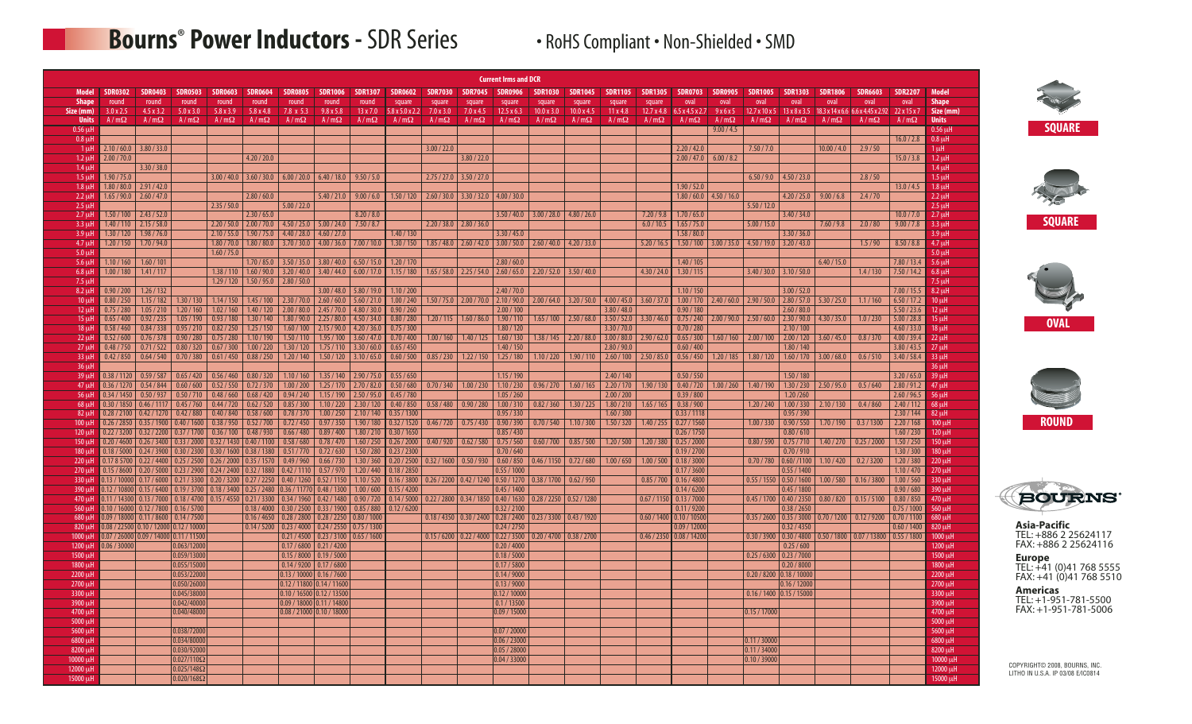# Bourns® Power Inductors - SDR Series

• RoHS Compliant • Non-Shielded • SMD

**Current Irms and DCR**

| Model | SDR0302 | SDR0403 | SDR0503 | SDR0603 | SDR0604 | SDR0805 | SDR1006 | SDR1307 | SDR0602 | SDR7030 | SDR7045 | SDR0906 | SDR1030 | SDR1045 | SDR1105 | SDR1305 | SDR0703 | SDR0905 | SDR1005 | SDR1303 | SDR1806 | SDR6603 | SDR2207 | Model |
|---|---|---|---|---|---|---|---|---|---|---|---|---|---|---|---|---|---|---|---|---|---|---|---|---|
| Shape | round | round | round | round | round | round | round | round | square | square | square | square | square | square | square | square | oval | oval | oval | oval | oval | oval | oval | Shape |
| Size (mm) | 3.0 x 2.5 | 4.5 x 3.2 | 5.0 x 3.0 | 5.8 x 3.0 | 5.8 x 4.8 | 7.8 x 5.3 | 9.8 x 5.8 | 13 x 7.0 | 5.8 x 5.0 x 2.2 | 7.0 x 3.0 | 7.0 x 4.5 | 12.5 x 6.3 | 10.0 x 3.0 | 10.0 x 4.5 | 11 x 4.8 | 12.7 x 4.8 | 6.5 x 4.5 x 2.7 | 9 x 6 x 5 | 12.7 x 10 x 5 | 13 x 8 x 3.5 | 18.3 x 14 x 6.6 | 6.6 x 4.45 x 2.92 | 22 x 15 x 7 | Size (mm) |
| Units | A / mΩ | A / mΩ | A / mΩ | A / mΩ | A / mΩ | A / mΩ | A / mΩ | A / mΩ | A / mΩ | A / mΩ | A / mΩ | A / mΩ | A / mΩ | A / mΩ | A / mΩ | A / mΩ | A / mΩ | A / mΩ | A / mΩ | A / mΩ | A / mΩ | A / mΩ | A / mΩ | Units |
| 0.56 µH | | | | | | | | | | | | | | | | | | 9.00 / 4.5 | | | | | | 0.56 µH |
| 0.8 µH | | | | | | | | | | | | | | | | | | | | | | | 16.0 / 2.8 | 0.8 µH |
| 1 µH | 2.10 / 60.0 | 3.80 / 33.0 | | | | | | | | 3.00 / 22.0 | | | | | | | 2.20 / 42.0 | | 7.50 / 7.0 | | 10.00 / 4.0 | 2.9 / 50 | | 1 µH |
| 1.2 µH | 2.00 / 70.0 | | | | 4.20 / 20.0 | | | | | | 3.80 / 22.0 | | | | | | 2.00 / 47.0 | 6.00 / 8.2 | | | | | 15.0 / 3.8 | 1.2 µH |
| 1.4 µH | | 3.30 / 38.0 | | | | | | | | | | | | | | | | | | | | | | 1.4 µH |
| 1.5 µH | 1.90 / 75.0 | | | 3.00 / 40.0 | 3.60 / 30.0 | 6.00 / 20.0 | 6.40 / 18.0 | 9.50 / 5.0 | | 2.75 / 27.0 | 3.50 / 27.0 | | | | | | | | 6.50 / 9.0 | 4.50 / 23.0 | | 2.8 / 50 | | 1.5 µH |
| 1.8 µH | 1.80 / 80.0 | 2.91 / 42.0 | | | | | | | | | | | | | | | 1.90 / 52.0 | | | | | | 13.0 / 4.5 | 1.8 µH |
| 2.2 µH | 1.65 / 90.0 | 2.60 / 47.0 | | | 2.80 / 60.0 | | 5.40 / 21.0 | 9.00 / 6.0 | 1.50 / 120 | 2.60 / 30.0 | 3.30 / 32.0 | 4.00 / 30.0 | | | | | 1.80 / 60.0 | 4.50 / 16.0 | | 4.20 / 25.0 | 9.00 / 6.8 | 2.4 / 70 | | 2.2 µH |
| 2.5 µH | | | | 2.35 / 50.0 | | 5.00 / 22.0 | | | | | | | | | | | | | 5.50 / 12.0 | | | | | 2.5 µH |
| 2.7 µH | 1.50 / 100 | 2.43 / 52.0 | | | 2.30 / 65.0 | | | 8.20 / 8.0 | | | | 3.50 / 40.0 | 3.00 / 28.0 | 4.80 / 26.0 | | 7.20 / 9.8 | 1.70 / 65.0 | | | 3.40 / 34.0 | | | 10.0 / 7.0 | 2.7 µH |
| 3.3 µH | 1.40 / 110 | 2.15 / 58.0 | | 2.20 / 50.0 | 2.00 / 70.0 | 4.50 / 25.0 | 5.00 / 24.0 | 7.50 / 8.7 | | 2.20 / 38.0 | 2.80 / 36.0 | | | | | 6.0 / 10.5 | 1.65 / 75.0 | | 5.00 / 15.0 | | 7.60 / 9.8 | 2.0 / 80 | 9.00 / 7.8 | 3.3 µH |
| 3.9 µH | 1.30 / 120 | 1.98 / 76.0 | | 2.10 / 55.0 | 1.90 / 75.0 | 4.40 / 28.0 | 4.60 / 27.0 | | 1.40 / 130 | | | 3.30 / 45.0 | | | | | 1.58 / 80.0 | | | 3.30 / 36.0 | | | | 3.9 µH |
| 4.7 µH | 1.20 / 150 | 1.70 / 94.0 | | 1.80 / 70.0 | 1.80 / 80.0 | 3.70 / 30.0 | 4.00 / 36.0 | 7.00 / 10.0 | 1.30 / 150 | 1.85 / 48.0 | 2.60 / 42.0 | 3.00 / 50.0 | 2.60 / 40.0 | 4.20 / 33.0 | | 5.20 / 16.5 | 1.50 / 100 | 3.00 / 35.0 | 4.50 / 19.0 | 3.20 / 43.0 | | 1.5 / 90 | 8.50 / 8.8 | 4.7 µH |
| 5.0 µH | | | | 1.60 / 75.0 | | | | | | | | | | | | | | | | | | | | 5.0 µH |
| 5.6 µH | 1.10 / 160 | 1.60 / 101 | | | 1.70 / 85.0 | 3.50 / 35.0 | 3.80 / 40.0 | 6.50 / 15.0 | 1.20 / 170 | | | 2.80 / 60.0 | | | | | 1.40 / 105 | | | | 6.40 / 15.0 | | 7.80 / 13.4 | 5.6 µH |
| 6.8 µH | 1.00 / 180 | 1.41 / 117 | | 1.38 / 110 | 1.60 / 90.0 | 3.20 / 40.0 | 3.40 / 44.0 | 6.00 / 17.0 | 1.15 / 180 | 1.65 / 58.0 | 2.25 / 54.0 | 2.60 / 65.0 | 2.20 / 52.0 | 3.50 / 40.0 | | 4.30 / 24.0 | 1.30 / 115 | | 3.40 / 30.0 | 3.10 / 50.0 | | 1.4 / 130 | 7.50 / 14.2 | 6.8 µH |
| 7.5 µH | | | | 1.29 / 120 | 1.50 / 95.0 | 2.80 / 50.0 | | | | | | | | | | | | | | | | | | 7.5 µH |
| 8.2 µH | 0.90 / 200 | 1.26 / 132 | | | | | 3.00 / 48.0 | 5.80 / 19.0 | 1.10 / 200 | | | 2.40 / 70.0 | | | | | 1.10 / 150 | | | 3.00 / 52.0 | | | 7.00 / 15.5 | 8.2 µH |
| 10 µH | 0.80 / 250 | 1.15 / 182 | 1.30 / 130 | 1.14 / 150 | 1.45 / 100 | 2.30 / 70.0 | 2.60 / 60.0 | 5.60 / 21.0 | 1.00 / 240 | 1.50 / 75.0 | 2.00 / 70.0 | 2.10 / 90.0 | 2.00 / 64.0 | 3.20 / 50.0 | 4.00 / 45.0 | 3.60 / 37.0 | 1.00 / 170 | 2.40 / 60.0 | 2.90 / 50.0 | 2.80 / 57.0 | 5.30 / 25.0 | 1.1 / 160 | 6.50 / 17.2 | 10 µH |
| 12 µH | 0.75 / 280 | 1.05 / 210 | 1.20 / 160 | 1.02 / 160 | 1.40 / 120 | 2.00 / 80.0 | 2.45 / 70.0 | 4.80 / 30.0 | 0.90 / 260 | | | 2.00 / 100 | | | 3.80 / 48.0 | | 0.90 / 180 | | | 2.60 / 80.0 | | | 5.50 / 23.6 | 12 µH |
| 15 µH | 0.65 / 400 | 0.92 / 235 | 1.05 / 190 | 0.93 / 180 | 1.30 / 140 | 1.80 / 90.0 | 2.25 / 80.0 | 4.50 / 34.0 | 0.80 / 280 | 1.20 / 115 | 1.60 / 86.0 | 1.90 / 110 | 1.65 / 100 | 2.50 / 68.0 | 3.50 / 52.0 | 3.30 / 46.0 | 0.75 / 240 | 2.00 / 90.0 | 2.50 / 60.0 | 2.30 / 90.0 | 4.30 / 35.0 | 1.0 / 230 | 5.00 / 28.8 | 15 µH |
| 18 µH | 0.58 / 460 | 0.84 / 338 | 0.95 / 210 | 0.82 / 250 | 1.25 / 150 | 1.60 / 100 | 2.15 / 90.0 | 4.20 / 36.0 | 0.75 / 300 | | | 1.80 / 120 | | | 3.30 / 70.0 | | 0.70 / 280 | | | 2.10 / 100 | | | 4.60 / 33.0 | 18 µH |
| 22 µH | 0.52 / 600 | 0.76 / 378 | 0.90 / 280 | 0.75 / 280 | 1.10 / 190 | 1.50 / 110 | 1.95 / 100 | 3.60 / 47.0 | 0.70 / 400 | 1.00 / 160 | 1.40 / 125 | 1.60 / 130 | 1.38 / 145 | 2.20 / 88.0 | 3.00 / 80.0 | 2.90 / 62.0 | 0.65 / 300 | 1.60 / 160 | 2.00 / 100 | 2.00 / 120 | 3.60 / 45.0 | 0.8 / 370 | 4.00 / 39.4 | 22 µH |
| 27 µH | 0.48 / 750 | 0.71 / 522 | 0.80 / 320 | 0.67 / 300 | 1.00 / 220 | 1.30 / 120 | 1.75 / 110 | 3.30 / 60.0 | 0.65 / 450 | | | 1.40 / 150 | | | 2.80 / 90.0 | | 0.60 / 400 | | | 1.80 / 140 | | | 3.80 / 43.5 | 27 µH |
| 33 µH | 0.42 / 850 | 0.64 / 540 | 0.70 / 380 | 0.61 / 450 | 0.88 / 250 | 1.20 / 140 | 1.50 / 120 | 3.10 / 65.0 | 0.60 / 500 | 0.85 / 230 | 1.22 / 150 | 1.25 / 180 | 1.10 / 220 | 1.90 / 110 | 2.60 / 100 | 2.50 / 85.0 | 0.56 / 450 | 1.20 / 185 | 1.80 / 120 | 1.60 / 170 | 3.00 / 68.0 | 0.6 / 510 | 3.40 / 58.4 | 33 µH |
| 36 µH | | | | | | | | | | | | | | | | | | | | | | | | 36 µH |
| 39 µH | 0.38 / 1120 | 0.59 / 587 | 0.65 / 420 | 0.56 / 460 | 0.80 / 320 | 1.10 / 160 | 1.35 / 140 | 2.90 / 75.0 | 0.55 / 650 | | | 1.15 / 190 | | | 2.40 / 140 | | 0.50 / 550 | | | 1.50 / 180 | | | 3.20 / 65.0 | 39 µH |
| 47 µH | 0.36 / 1270 | 0.54 / 844 | 0.60 / 600 | 0.52 / 550 | 0.72 / 370 | 1.00 / 200 | 1.25 / 170 | 2.70 / 82.0 | 0.50 / 680 | 0.70 / 340 | 1.00 / 230 | 1.10 / 230 | 0.96 / 270 | 1.60 / 165 | 2.20 / 170 | 1.90 / 130 | 0.40 / 720 | 1.00 / 260 | 1.40 / 190 | 1.30 / 230 | 2.50 / 95.0 | 0.5 / 640 | 2.80 / 91.2 | 47 µH |
| 56 µH | 0.34 / 1450 | 0.50 / 937 | 0.50 / 710 | 0.48 / 660 | 0.68 / 420 | 0.94 / 240 | 1.15 / 190 | 2.50 / 95.0 | 0.45 / 780 | | | 1.05 / 260 | | | 2.00 / 200 | | 0.39 / 800 | | | 1.20 / 260 | | | 2.60 / 96.5 | 56 µH |
| 68 µH | 0.30 / 1850 | 0.46 / 1117 | 0.45 / 760 | 0.44 / 720 | 0.62 / 520 | 0.85 / 300 | 1.10 / 220 | 2.30 / 120 | 0.40 / 850 | 0.58 / 480 | 0.90 / 280 | 1.00 / 310 | 0.82 / 360 | 1.30 / 225 | 1.80 / 210 | 1.65 / 165 | 0.38 / 900 | | 1.20 / 240 | 1.00 / 330 | 2.10 / 130 | 0.4 / 860 | 2.40 / 112 | 68 µH |
| 82 µH | 0.28 / 2100 | 0.42 / 1270 | 0.42 / 880 | 0.40 / 840 | 0.58 / 600 | 0.78 / 370 | 1.00 / 250 | 2.10 / 140 | 0.35 / 1300 | | | 0.95 / 330 | | | 1.60 / 300 | | 0.33 / 1118 | | | 0.95 / 390 | | | 2.30 / 144 | 82 µH |
| 100 µH | 0.26 / 2850 | 0.35 / 1900 | 0.40 / 1600 | 0.38 / 950 | 0.52 / 700 | 0.72 / 450 | 0.97 / 350 | 1.90 / 180 | 0.32 / 1520 | 0.46 / 720 | 0.75 / 430 | 0.90 / 390 | 0.70 / 540 | 1.10 / 300 | 1.50 / 320 | 1.40 / 255 | 0.27 / 1560 | | 1.00 / 330 | 0.90 / 550 | 1.70 / 190 | 0.3 / 1300 | 2.20 / 168 | 100 µH |
| 120 µH | 0.22 / 3200 | 0.32 / 2200 | 0.37 / 1700 | 0.36 / 100 | 0.48 / 930 | 0.66 / 480 | 0.89 / 400 | 1.80 / 210 | 0.30 / 1650 | | | 0.85 / 430 | | | | | 0.26 / 1750 | | | 0.80 / 610 | | | 1.60 / 230 | 120 µH |
| 150 µH | 0.20 / 4600 | 0.26 / 3400 | 0.33 / 2000 | 0.32 / 1430 | 0.40 / 1180 | 0.58 / 680 | 0.78 / 470 | 1.60 / 250 | 0.26 / 2000 | 0.40 / 920 | 0.62 / 580 | 0.75 / 560 | 0.60 / 700 | 0.85 / 500 | 1.20 / 500 | 1.20 / 380 | 0.25 / 2000 | | 0.80 / 590 | 0.75 / 810 | 1.40 / 270 | 0.25 / 2000 | 1.50 / 250 | 150 µH |
| 180 µH | 0.18 / 5000 | 0.24 / 3900 | 0.30 / 2300 | 0.30 / 1600 | 0.38 / 1380 | 0.51 / 770 | 0.72 / 630 | 1.50 / 280 | 0.23 / 2300 | | | 0.70 / 640 | | | | | 0.19 / 2700 | | | 0.70 / 910 | | | 1.30 / 300 | 180 µH |
| 220 µH | 0.178 / 5700 | 0.22 / 4400 | 0.25 / 2500 | 0.26 / 2000 | 0.35 / 1570 | 0.49 / 960 | 0.66 / 730 | 1.30 / 360 | 0.20 / 2500 | 0.32 / 1600 | 0.50 / 930 | 0.60 / 850 | 0.46 / 1150 | 0.72 / 680 | 1.00 / 650 | 1.00 / 500 | 0.18 / 3000 | | 0.70 / 780 | 0.60 / 1100 | 1.10 / 420 | 0.2 / 3200 | 1.20 / 380 | 220 µH |
| 270 µH | 0.15 / 8600 | 0.20 / 5000 | 0.23 / 2900 | 0.24 / 2400 | 0.32 / 1880 | 0.42 / 1110 | 0.57 / 970 | 1.20 / 440 | 0.18 / 2850 | | | 0.55 / 1000 | | | | | 0.17 / 3600 | | | 0.55 / 1400 | | | 1.10 / 470 | 270 µH |
| 330 µH | 0.13 / 10000 | 0.17 / 6000 | 0.21 / 3300 | 0.20 / 3200 | 0.27 / 2250 | 0.40 / 1260 | 0.52 / 1150 | 1.10 / 520 | 0.16 / 3800 | 0.26 / 2200 | 0.42 / 1240 | 0.50 / 1750 | 0.38 / 1700 | 0.62 / 950 | | 0.85 / 700 | 0.16 / 4800 | | 0.55 / 1550 | 0.50 / 1600 | 1.00 / 580 | 0.16 / 3800 | 1.00 / 560 | 330 µH |
| 390 µH | 0.12 / 10800 | 0.15 / 6400 | 0.19 / 3700 | 0.18 / 3400 | 0.25 / 2480 | 0.36 / 1770 | 0.48 / 1300 | 1.00 / 600 | 0.15 / 4200 | | | 0.45 / 1400 | | | | | 0.14 / 6200 | | | 0.45 / 1800 | | | 0.90 / 680 | 390 µH |
| 470 µH | 0.11 / 14300 | 0.13 / 7000 | 0.18 / 4700 | 0.15 / 4550 | 0.21 / 3300 | 0.34 / 1960 | 0.42 / 1480 | 0.90 / 720 | 0.14 / 5000 | 0.22 / 2800 | 0.34 / 1850 | 0.40 / 1630 | 0.28 / 2250 | 0.52 / 1280 | | 0.67 / 1150 | 0.13 / 7000 | | 0.45 / 1700 | 0.40 / 2350 | 0.80 / 820 | 0.15 / 5100 | 0.80 / 850 | 470 µH |
| 560 µH | 0.10 / 16000 | 0.12 / 7800 | 0.16 / 5700 | | 0.18 / 4000 | 0.30 / 2500 | 0.33 / 1900 | 0.85 / 880 | 0.12 / 6200 | | | 0.32 / 2100 | | | | | 0.11 / 9200 | | | 0.38 / 2650 | | | 0.75 / 1000 | 560 µH |
| 680 µH | 0.09 / 18000 | 0.11 / 8600 | 0.14 / 7500 | | 0.16 / 4650 | 0.28 / 2800 | 0.28 / 2200 | 0.80 / 1000 | | 0.18 / 4350 | 0.30 / 2400 | 0.28 / 2400 | 0.23 / 3300 | 0.43 / 1920 | | 0.60 / 1400 | 0.10 / 10500 | | 0.35 / 2600 | 0.35 / 3000 | 0.70 / 1200 | 0.12 / 9200 | 0.70 / 1100 | 680 µH |
| 820 µH | 0.08 / 22500 | 0.10 / 12000 | 0.12 / 10000 | | 0.14 / 5200 | 0.23 / 4000 | 0.24 / 2550 | 0.75 / 1300 | | | | 0.24 / 2750 | | | | | 0.09 / 12000 | | | 0.32 / 4350 | | | 0.60 / 1400 | 820 µH |
| 1000 µH | 0.07 / 26000 | 0.09 / 14000 | 0.11 / 11500 | | | 0.21 / 4500 | 0.23 / 3100 | 0.65 / 1600 | | 0.15 / 6000 | 0.22 / 4000 | 0.22 / 3500 | 0.20 / 4700 | 0.38 / 2700 | | 0.46 / 2350 | 0.08 / 14200 | | 0.30 / 3900 | 0.30 / 4800 | 0.50 / 1800 | 0.07 / 13800 | 0.55 / 1800 | 1000 µH |
| 1200 µH | 0.06 / 30000 | | 0.063 / 12000 | | | 0.17 / 6800 | 0.21 / 4200 | | | | | 0.20 / 4000 | | | | | | | | 0.25 / 600 | | | | 1200 µH |
| 1500 µH | | | 0.059 / 13000 | | | 0.15 / 8000 | 0.19 / 5000 | | | | | 0.18 / 5000 | | | | | | | 0.25 / 6300 | 0.23 / 7000 | | | | 1500 µH |
| 1800 µH | | | 0.055 / 15000 | | | 0.14 / 9200 | 0.17 / 6800 | | | | | 0.17 / 5800 | | | | | | | | 0.20 / 8000 | | | | 1800 µH |
| 2200 µH | | | 0.053 / 22000 | | | 0.13 / 10000 | 0.16 / 7600 | | | | | 0.14 / 9000 | | | | | | | 0.20 / 8200 | 0.18 / 10000 | | | | 2200 µH |
| 2700 µH | | | 0.050 / 26000 | | | 0.12 / 11800 | 0.14 / 11600 | | | | | 0.13 / 9000 | | | | | | | | 0.16 / 12000 | | | | 2700 µH |
| 3300 µH | | | 0.045 / 38000 | | | 0.10 / 16500 | 0.12 / 13500 | | | | | 0.12 / 10000 | | | | | | | 0.16 / 1400 | 0.15 / 15000 | | | | 3300 µH |
| 3900 µH | | | 0.042 / 40000 | | | 0.09 / 18000 | 0.11 / 14800 | | | | | 0.1 / 13500 | | | | | | | | | | | | 3900 µH |
| 4700 µH | | | 0.040 / 48000 | | | 0.08 / 21000 | 0.10 / 18000 | | | | | 0.09 / 15000 | | | | | | | 0.15 / 17000 | | | | | 4700 µH |
| 5000 µH | | | | | | | | | | | | | | | | | | | | | | | | 5000 µH |
| 5600 µH | | | 0.038 / 72000 | | | | | | | | | 0.07 / 20000 | | | | | | | | | | | | 5600 µH |
| 6800 µH | | | 0.034 / 80000 | | | | | | | | | 0.06 / 23000 | | | | | | | 0.11 / 30000 | | | | | 6800 µH |
| 8200 µH | | | 0.030 / 92000 | | | | | | | | | 0.05 / 28000 | | | | | | | 0.11 / 34000 | | | | | 8200 µH |
| 10000 µH | | | 0.027 / 110Ω | | | | | | | | | 0.04 / 33000 | | | | | | | 0.10 / 39000 | | | | | 10000 µH |
| 12000 µH | | | 0.025 / 148Ω | | | | | | | | | | | | | | | | | | | | | 12000 µH |
| 15000 µH | | | 0.020 / 168Ω | | | | | | | | | | | | | | | | | | | | | 15000 µH |

SQUARE

SQUARE

OVAL

ROUND

**Asia-Pacific**
TEL: +886 2 25624117
FAX: +886 2 25624116

**Europe**
TEL: +41 (0)41 768 5555
FAX: +41 (0)41 768 5510

**Americas**
TEL: +1-951-781-5500
FAX: +1-951-781-5006

COPYRIGHT© 2008, BOURNS, INC.
LITHO IN U.S.A. IP 03/08 E/IC0814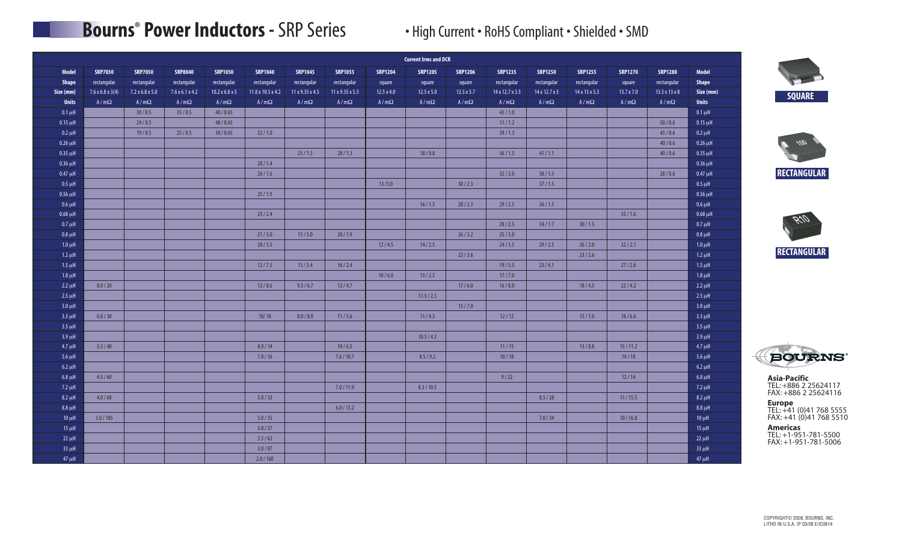# Bourns® Power Inductors - SRP Series

• High Current • RoHS Compliant • Shielded • SMD

| | Current Irms and DCR | | | | | | | | | | | | | | | |
|---|---|---|---|---|---|---|---|---|---|---|---|---|---|---|---|---|
| **Model** | **SRP7030** | **SRP7050** | **SRP8040** | **SRP1050** | **SRP1040** | **SRP1045** | **SRP1055** | **SRP1204** | **SRP1205** | **SRP1206** | **SRP1235** | **SRP1250** | **SRP1255** | **SRP1270** | **SRP1280** | **Model** |
| **Shape** | rectangular | rectangular | rectangular | rectangular | rectangular | rectangular | rectangular | square | square | square | rectangular | rectangular | rectangular | square | rectangular | **Shape** |
| **Size (mm)** | 7.6 x 6.8 x 3(4) | 7.2 x 6.8 x 5.0 | 7.6 x 6.1 x 4.2 | 10.2 x 6.8 x 5 | 11.8 x 10.5 x 4.2 | 11 x 9.35 x 4.5 | 11 x 9.35 x 5.5 | 12.5 x 4.0 | 12.5 x 5.0 | 12.5 x 5.7 | 14 x 12.7 x 3.5 | 14 x 12.7 x 5 | 14 x 13 x 5.3 | 13.7 x 7.0 | 13.5 x 13 x 8 | **Size (mm)** |
| **Units** | A / mΩ | A / mΩ | A / mΩ | A / mΩ | A / mΩ | A / mΩ | A / mΩ | A / mΩ | A / mΩ | A / mΩ | A / mΩ | A / mΩ | A / mΩ | A / mΩ | A / mΩ | **Units** |
| 0.1 µH | | 30 / 0.5 | 35 / 0.5 | 40 / 0.65 | | | | | | | 43 / 1.0 | | | | | 0.1 µH |
| 0.15 µH | | 24 / 0.5 | | 40 / 0.65 | | | | | | | 11 / 1.2 | | | | 50 / 0.6 | 0.15 µH |
| 0.2 µH | | 19 / 0.5 | 25 / 0.5 | 30 / 0.65 | 32 / 1.0 | | | | | | 39 / 1.3 | | | | 45 / 0.6 | 0.2 µH |
| 0.26 µH | | | | | | | | | | | | | | | 40 / 0.6 | 0.26 µH |
| 0.35 µH | | | | | | 23 / 1.3 | 28 / 1.3 | | 18 / 0.8 | | 36 / 1.5 | 41 / 1.1 | | | 40 / 0.6 | 0.35 µH |
| 0.36 µH | | | | | 28 / 1.4 | | | | | | | | | | | 0.36 µH |
| 0.47 µH | | | | | 26 / 1.6 | | | | | | 32 / 2.0 | 38 / 1.3 | | | 28 / 0.6 | 0.47 µH |
| 0.5 µH | | | | | | | | 13 /3.0 | | 30 / 2.3 | | 37 / 1.5 | | | | 0.5 µH |
| 0.56 µH | | | | | 25 / 1.9 | | | | | | | | | | | 0.56 µH |
| 0.6 µH | | | | | | | | | 16 / 1.5 | 28 / 2.3 | 29 / 2.5 | 36 / 1.5 | | | | 0.6 µH |
| 0.68 µH | | | | | 23 / 2.4 | | | | | | | | | 35 / 1.6 | | 0.68 µH |
| 0.7 µH | | | | | | | | | | | 28 / 2.5 | 34 / 1.7 | 30 / 1.5 | | | 0.7 µH |
| 0.8 µH | | | | | 21 / 3.0 | 15 / 3.0 | 20 / 1.9 | | | 26 / 3.2 | 25 / 3.0 | | | | | 0.8 µH |
| 1.0 µH | | | | | 20 / 3.5 | | | 12 / 4.5 | 14 / 2.5 | | 24 / 3.5 | 29 / 2.5 | 26 / 2.0 | 32 / 2.1 | | 1.0 µH |
| 1.2 µH | | | | | | | | | | 22 / 3.6 | | | 23 / 2.6 | | | 1.2 µH |
| 1.5 µH | | | | | 12 / 7.5 | 13 / 3.4 | 16 / 2.4 | | | | 19 / 5.5 | 23 / 4.1 | | 27 / 2.6 | | 1.5 µH |
| 1.8 µH | | | | | | | | 10 / 6.0 | 13 / 2.5 | | 17 / 7.0 | | | | | 1.8 µH |
| 2.2 µH | 8.0 / 20 | | | | 12 / 8.6 | 9.5 / 6.7 | 12 / 4.7 | | | 17 / 6.0 | 16 / 8.0 | | 18 / 4.5 | 22 / 4.2 | | 2.2 µH |
| 2.5 µH | | | | | | | | | 11.5 / 2.5 | | | | | | | 2.5 µH |
| 3.0 µH | | | | | | | | | | 15 / 7.0 | | | | | | 3.0 µH |
| 3.3 µH | 6.0 / 30 | | | | 10/ 10 | 8.0 / 8.0 | 11 / 5.6 | | 11 / 4.3 | | 12 / 12 | | 15 / 7.0 | 18 / 6.6 | | 3.3 µH |
| 3.5 µH | | | | | | | | | | | | | | | | 3.5 µH |
| 3.9 µH | | | | | | | | | 10.5 / 4.3 | | | | | | | 3.9 µH |
| 4.7 µH | 5.5 / 40 | | | | 8.0 / 14 | | 10 / 6.5 | | | | 11 / 15 | | 13 / 8.8 | 15 / 11.2 | | 4.7 µH |
| 5.6 µH | | | | | 7.0 / 16 | | 7.6 / 10.7 | | 8.5 / 9.2 | | 10 / 18 | | | 14 / 10 | | 5.6 µH |
| 6.2 µH | | | | | | | | | | | | | | | | 6.2 µH |
| 6.8 µH | 4.5 / 60 | | | | | | | | | | 9 / 22 | | | 12 / 14 | | 6.8 µH |
| 7.2 µH | | | | | | | 7.0 / 11.9 | | 8.3 / 10.5 | | | | | | | 7.2 µH |
| 8.2 µH | 4.0 / 68 | | | | 5.0 / 33 | | | | | | | 8.5 / 28 | | 11 / 15.5 | | 8.2 µH |
| 8.8 µH | | | | | | | 6.0 / 13.2 | | | | | | | | | 8.8 µH |
| 10 µH | 3.0 / 105 | | | | 5.0 / 35 | | | | | | | 7.0 / 34 | | 10 / 16.8 | | 10 µH |
| 15 µH | | | | | 5.0 / 57 | | | | | | | | | | | 15 µH |
| 22 µH | | | | | 3.5 / 62 | | | | | | | | | | | 22 µH |
| 33 µH | | | | | 3.0 / 87 | | | | | | | | | | | 33 µH |
| 47 µH | | | | | 2.0 / 160 | | | | | | | | | | | 47 µH |

**SQUARE**

**RECTANGULAR**

**RECTANGULAR**

BOURNS®

**Asia-Pacific**
TEL: +886 2 25624117
FAX: +886 2 25624116

**Europe**
TEL: +41 (0)41 768 5555
FAX: +41 (0)41 768 5510

**Americas**
TEL: +1-951-781-5500
FAX: +1-951-781-5006

COPYRIGHT© 2008, BOURNS, INC.
LITHO IN U.S.A. IP 03/08 E/IC0814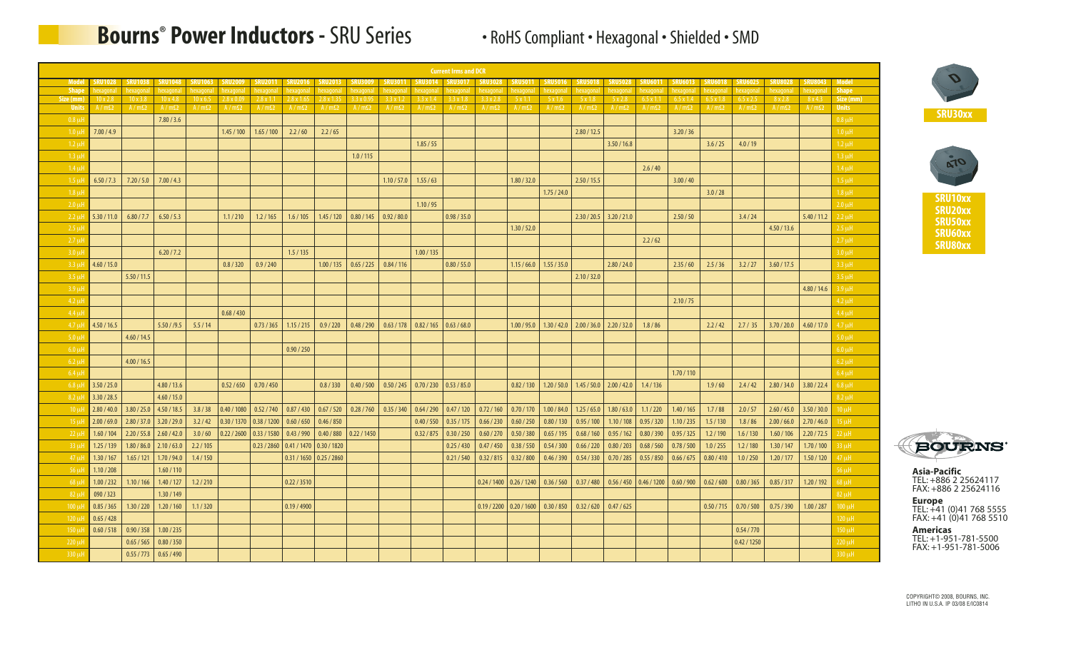# Bourns® Power Inductors - SRU Series

• RoHS Compliant • Hexagonal • Shielded • SMD

**Current Irms and DCR**

| Model | SRU1028 | SRU1038 | SRU1048 | SRU1063 | SRU2009 | SRU2011 | SRU2016 | SRU2013 | SRU3009 | SRU3011 | SRU3014 | SRU3017 | SRU3028 | SRU5011 | SRU5016 | SRU5018 | SRU5028 | SRU6011 | SRU6013 | SRU6018 | SRU6025 | SRU8028 | SRU8043 | Model |
|---|---|---|---|---|---|---|---|---|---|---|---|---|---|---|---|---|---|---|---|---|---|---|---|---|
| Shape | hexagonal | hexagonal | hexagonal | hexagonal | hexagonal | hexagonal | hexagonal | hexagonal | hexagonal | hexagonal | hexagonal | hexagonal | hexagonal | hexagonal | hexagonal | hexagonal | hexagonal | hexagonal | hexagonal | hexagonal | hexagonal | hexagonal | hexagonal | Shape |
| Size (mm) | 10 x 2.8 | 10 x 3.8 | 10 x 4.8 | 10 x 6.3 | 2.8 x 0.95 | 2.8 x 1.1 | 2.8 x 1.65 | 2.8 x 1.35 | 3.3 x 0.95 | 3.3 x 1.2 | 3.3 x 1.4 | 3.3 x 1.8 | 3.3 x 2.8 | 5 x 1.1 | 5 x 1.6 | 5 x 1.8 | 5 x 2.8 | 6.5 x 1.1 | 6.5 x 1.4 | 6.5 x 1.8 | 6.5 x 2.5 | 8 x 2.8 | 8 x 4.3 | Size (mm) |
| Units | A / mΩ | A / mΩ | A / mΩ | A / mΩ | A / mΩ | A / mΩ | A / mΩ | A / mΩ | A / mΩ | A / mΩ | A / mΩ | A / mΩ | A / mΩ | A / mΩ | A / mΩ | A / mΩ | A / mΩ | A / mΩ | A / mΩ | A / mΩ | A / mΩ | A / mΩ | A / mΩ | Units |
| 0.8 µH | | | 7.80 / 3.6 | | | | | | | | | | | | | | | | | | | | | 0.8 µH |
| 1.0 µH | 7.00 / 4.9 | | | | 1.45 / 100 | 1.65 / 100 | 2.2 / 60 | 2.2 / 65 | | | | | | | | 2.80 / 12.5 | | | 3.20 / 36 | | | | | 1.0 µH |
| 1.2 µH | | | | | | | | | | | 1.85 / 55 | | | | | | 3.50 / 16.8 | | | 3.6 / 25 | 4.0 / 19 | | | 1.2 µH |
| 1.3 µH | | | | | | | | | 1.0 / 115 | | | | | | | | | | | | | | | 1.3 µH |
| 1.4 µH | | | | | | | | | | | | | | | | | | 2.6 / 40 | | | | | | 1.4 µH |
| 1.5 µH | 6.50 / 7.3 | 7.20 / 5.0 | 7.00 / 4.3 | | | | | | | 1.10 / 57.0 | 1.55 / 63 | | | 1.80 / 32.0 | | 2.50 / 15.5 | | | 3.00 / 40 | | | | | 1.5 µH |
| 1.8 µH | | | | | | | | | | | | | | | 1.75 / 24.0 | | | | | 3.0 / 28 | | | | 1.8 µH |
| 2.0 µH | | | | | | | | | | | 1.10 / 95 | | | | | | | | | | | | | 2.0 µH |
| 2.2 µH | 5.30 / 11.0 | 6.80 / 7.7 | 6.50 / 5.3 | | 1.1 / 210 | 1.2 / 165 | 1.6 / 105 | 1.45 / 120 | 0.80 / 145 | 0.92 / 80.0 | | 0.98 / 35.0 | | | | 2.30 / 20.5 | 3.20 / 21.0 | | 2.50 / 50 | | 3.4 / 24 | | 5.40 / 11.2 | 2.2 µH |
| 2.5 µH | | | | | | | | | | | | | | 1.30 / 52.0 | | | | | | | | 4.50 / 13.6 | | 2.5 µH |
| 2.7 µH | | | | | | | | | | | | | | | | | | 2.2 / 62 | | | | | | 2.7 µH |
| 3.0 µH | | | 6.20 / 7.2 | | | | 1.5 / 135 | | | | 1.00 / 135 | | | | | | | | | | | | | 3.0 µH |
| 3.3 µH | 4.60 / 15.0 | | | | 0.8 / 320 | 0.9 / 240 | | 1.00 / 135 | 0.65 / 225 | 0.84 / 116 | | 0.80 / 55.0 | | 1.15 / 66.0 | 1.55 / 35.0 | | 2.80 / 24.0 | | 2.35 / 60 | 2.5 / 36 | 3.2 / 27 | 3.60 / 17.5 | | 3.3 µH |
| 3.5 µH | | 5.50 / 11.5 | | | | | | | | | | | | | | 2.10 / 32.0 | | | | | | | | 3.5 µH |
| 3.9 µH | | | | | | | | | | | | | | | | | | | | | | | 4.80 / 14.6 | 3.9 µH |
| 4.2 µH | | | | | | | | | | | | | | | | | | | 2.10 / 75 | | | | | 4.2 µH |
| 4.4 µH | | | | | 0.68 / 430 | | | | | | | | | | | | | | | | | | | 4.4 µH |
| 4.7 µH | 4.50 / 16.5 | | 5.50 / 9.5 | 5.5 / 14 | | 0.73 / 365 | 1.15 / 215 | 0.9 / 220 | 0.48 / 290 | 0.63 / 178 | 0.82 / 165 | 0.63 / 68.0 | | 1.00 / 95.0 | 1.30 / 42.0 | 2.00 / 36.0 | 2.20 / 32.0 | 1.8 / 86 | | 2.2 / 42 | 2.7 / 35 | 3.70 / 20.0 | 4.60 / 17.0 | 4.7 µH |
| 5.0 µH | | 4.60 / 14.5 | | | | | | | | | | | | | | | | | | | | | | 5.0 µH |
| 6.0 µH | | | | | | | 0.90 / 250 | | | | | | | | | | | | | | | | | 6.0 µH |
| 6.2 µH | | 4.00 / 16.5 | | | | | | | | | | | | | | | | | | | | | | 6.2 µH |
| 6.4 µH | | | | | | | | | | | | | | | | | | | 1.70 / 110 | | | | | 6.4 µH |
| 6.8 µH | 3.50 / 25.0 | | 4.80 / 13.6 | | 0.52 / 650 | 0.70 / 450 | | 0.8 / 330 | 0.40 / 500 | 0.50 / 245 | 0.70 / 230 | 0.53 / 85.0 | | 0.82 / 130 | 1.20 / 50.0 | 1.45 / 50.0 | 2.00 / 42.0 | 1.4 / 136 | | 1.9 / 60 | 2.4 / 42 | 2.80 / 34.0 | 3.80 / 22.4 | 6.8 µH |
| 8.2 µH | 3.30 / 28.5 | | 4.60 / 15.0 | | | | | | | | | | | | | | | | | | | | | 8.2 µH |
| 10 µH | 2.80 / 40.0 | 3.80 / 25.0 | 4.50 / 18.5 | 3.8 / 38 | 0.40 / 1080 | 0.52 / 740 | 0.87 / 430 | 0.67 / 520 | 0.28 / 760 | 0.35 / 340 | 0.64 / 290 | 0.47 / 120 | 0.72 / 160 | 0.70 / 170 | 1.00 / 84.0 | 1.25 / 65.0 | 1.80 / 63.0 | 1.1 / 220 | 1.40 / 165 | 1.7 / 88 | 2.0 / 57 | 2.60 / 45.0 | 3.50 / 30.0 | 10 µH |
| 15 µH | 2.00 / 69.0 | 2.80 / 37.0 | 3.20 / 29.0 | 3.2 / 42 | 0.30 / 1370 | 0.38 / 1200 | 0.60 / 650 | 0.46 / 850 | | | 0.40 / 550 | 0.35 / 175 | 0.66 / 230 | 0.60 / 250 | 0.80 / 130 | 0.95 / 100 | 1.10 / 108 | 0.95 / 320 | 1.10 / 235 | 1.5 / 130 | 1.8 / 86 | 2.00 / 66.0 | 2.70 / 46.0 | 15 µH |
| 22 µH | 1.60 / 104 | 2.20 / 55.8 | 2.60 / 42.0 | 3.0 / 60 | 0.22 / 2600 | 0.33 / 1580 | 0.43 / 990 | 0.40 / 880 | 0.22 / 1450 | | 0.32 / 875 | 0.30 / 250 | 0.60 / 270 | 0.50 / 380 | 0.65 / 195 | 0.68 / 160 | 0.95 / 162 | 0.80 / 390 | 0.95 / 325 | 1.2 / 190 | 1.6 / 130 | 1.60 / 106 | 2.20 / 72.5 | 22 µH |
| 33 µH | 1.25 / 139 | 1.80 / 86.0 | 2.10 / 63.0 | 2.2 / 105 | | 0.23 / 2860 | 0.41 / 1470 | 0.30 / 1820 | | | | 0.25 / 430 | 0.47 / 450 | 0.38 / 550 | 0.54 / 300 | 0.66 / 220 | 0.80 / 203 | 0.68 / 560 | 0.78 / 500 | 1.0 / 255 | 1.2 / 180 | 1.30 / 147 | 1.70 / 100 | 33 µH |
| 47 µH | 1.30 / 167 | 1.65 / 121 | 1.70 / 94.0 | 1.4 / 150 | | | 0.31 / 1650 | 0.25 / 2860 | | | | 0.21 / 540 | 0.32 / 815 | 0.32 / 800 | 0.46 / 390 | 0.54 / 330 | 0.70 / 285 | 0.55 / 850 | 0.66 / 675 | 0.80 / 410 | 1.0 / 250 | 1.20 / 177 | 1.50 / 120 | 47 µH |
| 56 µH | 1.10 / 208 | | 1.60 / 110 | | | | | | | | | | | | | | | | | | | | | 56 µH |
| 68 µH | 1.00 / 232 | 1.10 / 166 | 1.40 / 127 | 1.2 / 210 | | | 0.22 / 3510 | | | | | | 0.24 / 1400 | 0.26 / 1240 | 0.36 / 560 | 0.37 / 480 | 0.56 / 450 | 0.46 / 1200 | 0.60 / 900 | 0.62 / 600 | 0.80 / 365 | 0.85 / 317 | 1.20 / 192 | 68 µH |
| 82 µH | 090 / 323 | | 1.30 / 149 | | | | | | | | | | | | | | | | | | | | | 82 µH |
| 100 µH | 0.85 / 365 | 1.30 / 220 | 1.20 / 160 | 1.1 / 320 | | | 0.19 / 4900 | | | | | | 0.19 / 2200 | 0.20 / 1600 | 0.30 / 850 | 0.32 / 620 | 0.47 / 625 | | | 0.50 / 715 | 0.70 / 500 | 0.75 / 390 | 1.00 / 287 | 100 µH |
| 120 µH | 0.65 / 428 | | | | | | | | | | | | | | | | | | | | | | | 120 µH |
| 150 µH | 0.60 / 518 | 0.90 / 358 | 1.00 / 235 | | | | | | | | | | | | | | | | | | 0.54 / 770 | | | 150 µH |
| 220 µH | | 0.65 / 565 | 0.80 / 350 | | | | | | | | | | | | | | | | | | 0.42 / 1250 | | | 220 µH |
| 330 µH | | 0.55 / 773 | 0.65 / 490 | | | | | | | | | | | | | | | | | | | | | 330 µH |

**SRU30xx**

**SRU10xx**
**SRU20xx**
**SRU50xx**
**SRU60xx**
**SRU80xx**

BOURNS®

**Asia-Pacific**
TEL: +886 2 25624117
FAX: +886 2 25624116

**Europe**
TEL: +41 (0)41 768 5555
FAX: +41 (0)41 768 5510

**Americas**
TEL: +1-951-781-5500
FAX: +1-951-781-5006

COPYRIGHT© 2008, BOURNS, INC.
LITHO IN U.S.A. IP 03/08 E/IC0814